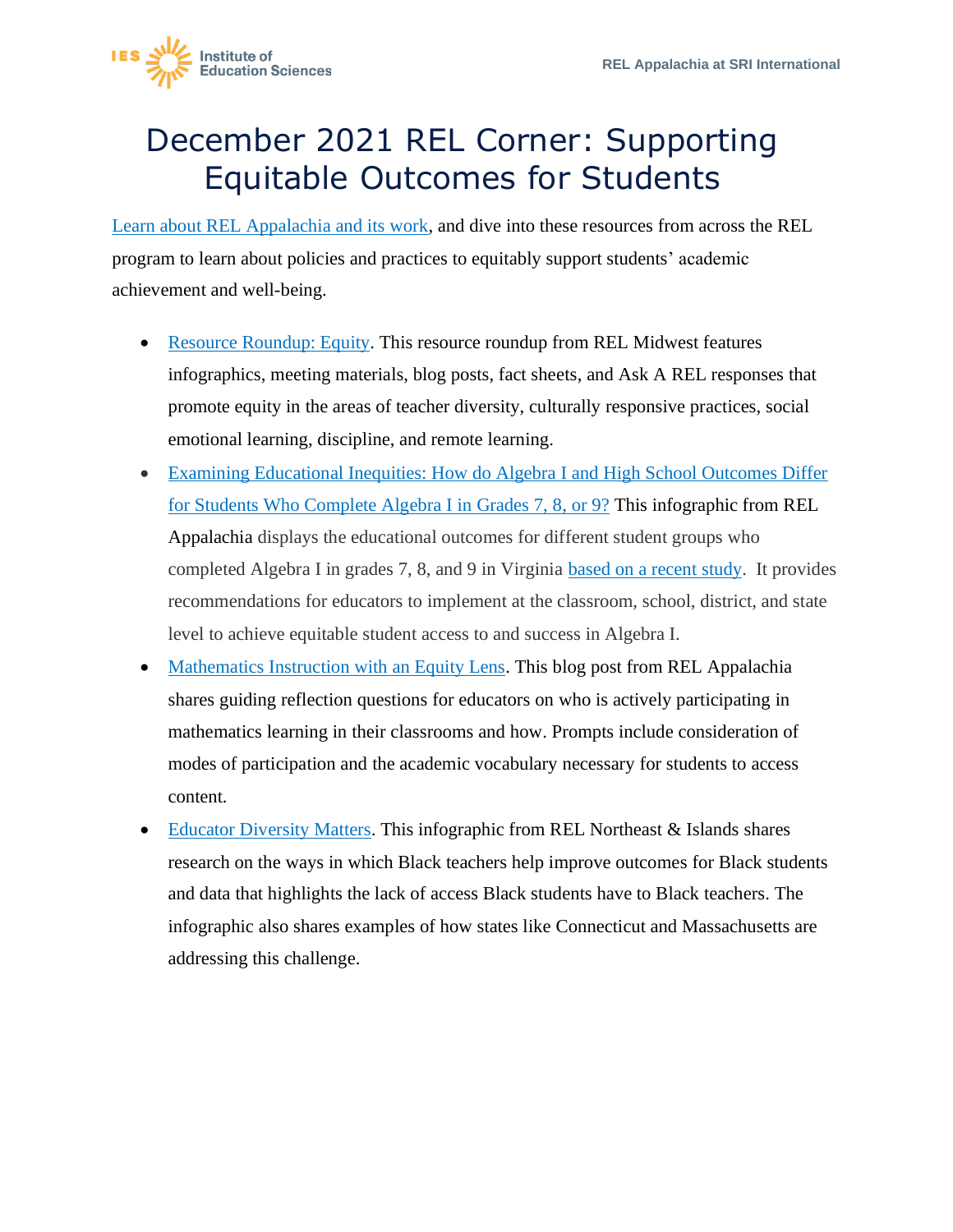# December 2021 REL Corner: Supporting Equitable Outcomes for Students

Learn about REL Appalachia and its work, and dive into these resources from across the REL program to learn about policies and practices to equitably support students' academic achievement and well-being.

- Resource Roundup: Equity. This resource roundup from REL Midwest features infographics, meeting materials, blog posts, fact sheets, and Ask A REL responses that promote equity in the areas of teacher diversity, culturally responsive practices, social emotional learning, discipline, and remote learning.
- Examining Educational Inequities: How do Algebra I and High School Outcomes Differ for Students Who Complete Algebra I in Grades 7, 8, or 9? This infographic from REL Appalachia displays the educational outcomes for different student groups who completed Algebra I in grades 7, 8, and 9 in Virginia based on a recent study. It provides recommendations for educators to implement at the classroom, school, district, and state level to achieve equitable student access to and success in Algebra I.
- Mathematics Instruction with an Equity Lens. This blog post from REL Appalachia shares guiding reflection questions for educators on who is actively participating in mathematics learning in their classrooms and how. Prompts include consideration of modes of participation and the academic vocabulary necessary for students to access content.
- Educator Diversity Matters. This infographic from REL Northeast & Islands shares research on the ways in which Black teachers help improve outcomes for Black students and data that highlights the lack of access Black students have to Black teachers. The infographic also shares examples of how states like Connecticut and Massachusetts are addressing this challenge.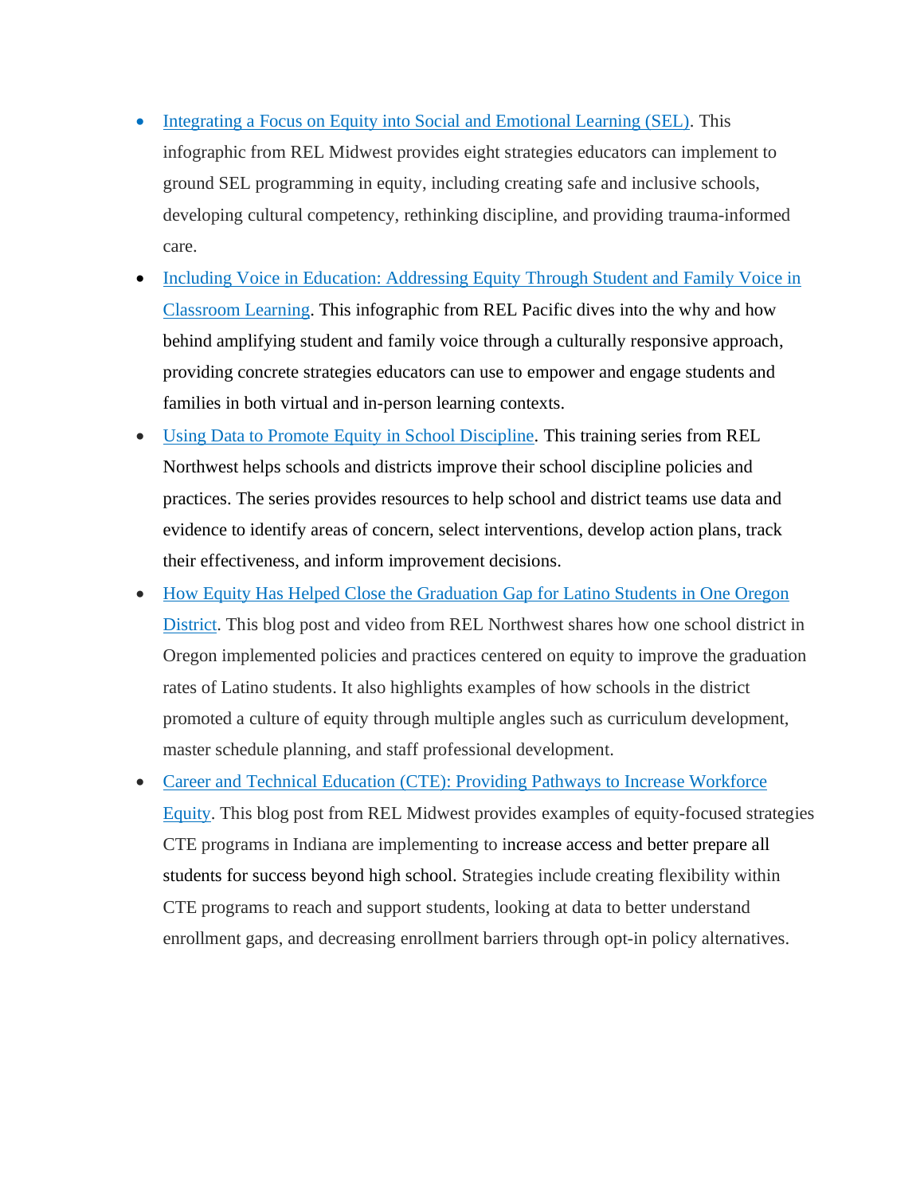- Integrating a Focus on Equity into Social and Emotional Learning (SEL). This infographic from REL Midwest provides eight strategies educators can implement to ground SEL programming in equity, including creating safe and inclusive schools, developing cultural competency, rethinking discipline, and providing trauma-informed care.
- Including Voice in Education: Addressing Equity Through Student and Family Voice in Classroom Learning. This infographic from REL Pacific dives into the why and how behind amplifying student and family voice through a culturally responsive approach, providing concrete strategies educators can use to empower and engage students and families in both virtual and in-person learning contexts.
- Using Data to Promote Equity in School Discipline. This training series from REL Northwest helps schools and districts improve their school discipline policies and practices. The series provides resources to help school and district teams use data and evidence to identify areas of concern, select interventions, develop action plans, track their effectiveness, and inform improvement decisions.
- How Equity Has Helped Close the Graduation Gap for Latino Students in One Oregon District. This blog post and video from REL Northwest shares how one school district in Oregon implemented policies and practices centered on equity to improve the graduation rates of Latino students. It also highlights examples of how schools in the district promoted a culture of equity through multiple angles such as curriculum development, master schedule planning, and staff professional development.
- Career and Technical Education (CTE): Providing Pathways to Increase Workforce Equity. This blog post from REL Midwest provides examples of equity-focused strategies CTE programs in Indiana are implementing to increase access and better prepare all students for success beyond high school. Strategies include creating flexibility within CTE programs to reach and support students, looking at data to better understand enrollment gaps, and decreasing enrollment barriers through opt-in policy alternatives.